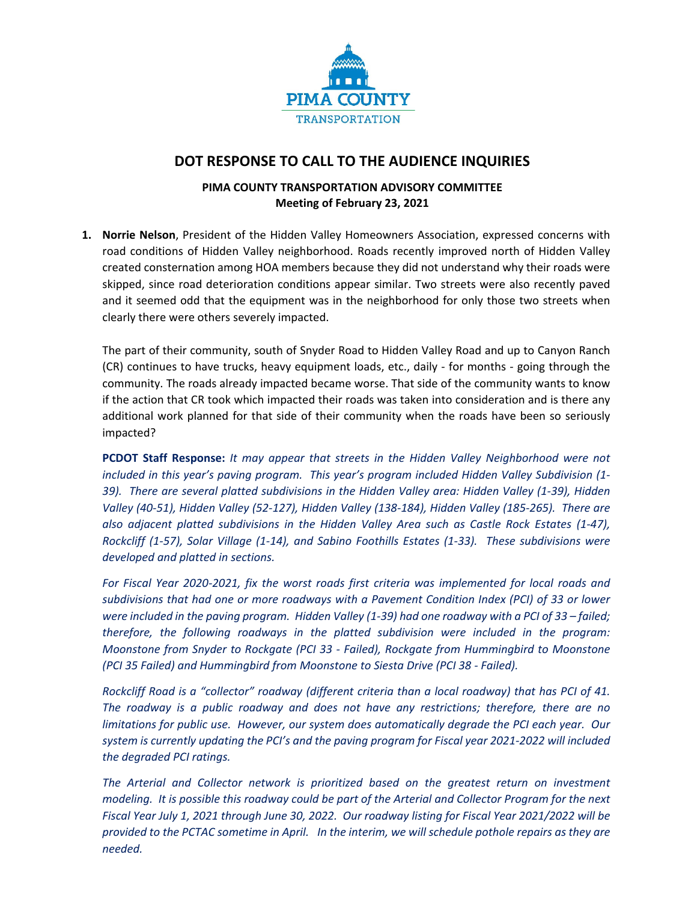# DOT RESPONSE TO CALL TO THE AUDIENCE INQUIRIES

**PIMA COUNTY TRANSPORTATION ADVISORY COMMITTEE**
**Meeting of February 23, 2021**

1. **Norrie Nelson**, President of the Hidden Valley Homeowners Association, expressed concerns with road conditions of Hidden Valley neighborhood. Roads recently improved north of Hidden Valley created consternation among HOA members because they did not understand why their roads were skipped, since road deterioration conditions appear similar. Two streets were also recently paved and it seemed odd that the equipment was in the neighborhood for only those two streets when clearly there were others severely impacted.

   The part of their community, south of Snyder Road to Hidden Valley Road and up to Canyon Ranch (CR) continues to have trucks, heavy equipment loads, etc., daily - for months - going through the community. The roads already impacted became worse. That side of the community wants to know if the action that CR took which impacted their roads was taken into consideration and is there any additional work planned for that side of their community when the roads have been so seriously impacted?

   **PCDOT Staff Response:** *It may appear that streets in the Hidden Valley Neighborhood were not included in this year's paving program. This year's program included Hidden Valley Subdivision (1-39). There are several platted subdivisions in the Hidden Valley area: Hidden Valley (1-39), Hidden Valley (40-51), Hidden Valley (52-127), Hidden Valley (138-184), Hidden Valley (185-265). There are also adjacent platted subdivisions in the Hidden Valley Area such as Castle Rock Estates (1-47), Rockcliff (1-57), Solar Village (1-14), and Sabino Foothills Estates (1-33). These subdivisions were developed and platted in sections.*

   *For Fiscal Year 2020-2021, fix the worst roads first criteria was implemented for local roads and subdivisions that had one or more roadways with a Pavement Condition Index (PCI) of 33 or lower were included in the paving program. Hidden Valley (1-39) had one roadway with a PCI of 33 – failed; therefore, the following roadways in the platted subdivision were included in the program: Moonstone from Snyder to Rockgate (PCI 33 - Failed), Rockgate from Hummingbird to Moonstone (PCI 35 Failed) and Hummingbird from Moonstone to Siesta Drive (PCI 38 - Failed).*

   *Rockcliff Road is a "collector" roadway (different criteria than a local roadway) that has PCI of 41. The roadway is a public roadway and does not have any restrictions; therefore, there are no limitations for public use. However, our system does automatically degrade the PCI each year. Our system is currently updating the PCI's and the paving program for Fiscal year 2021-2022 will included the degraded PCI ratings.*

   *The Arterial and Collector network is prioritized based on the greatest return on investment modeling. It is possible this roadway could be part of the Arterial and Collector Program for the next Fiscal Year July 1, 2021 through June 30, 2022. Our roadway listing for Fiscal Year 2021/2022 will be provided to the PCTAC sometime in April. In the interim, we will schedule pothole repairs as they are needed.*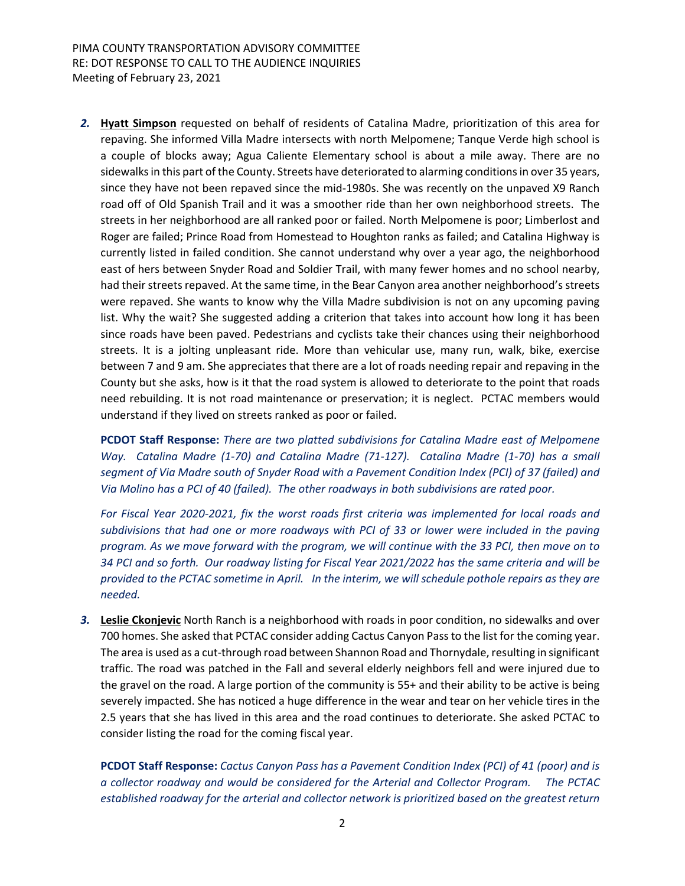2. **Hyatt Simpson** requested on behalf of residents of Catalina Madre, prioritization of this area for repaving. She informed Villa Madre intersects with north Melpomene; Tanque Verde high school is a couple of blocks away; Agua Caliente Elementary school is about a mile away. There are no sidewalks in this part of the County. Streets have deteriorated to alarming conditions in over 35 years, since they have not been repaved since the mid-1980s. She was recently on the unpaved X9 Ranch road off of Old Spanish Trail and it was a smoother ride than her own neighborhood streets. The streets in her neighborhood are all ranked poor or failed. North Melpomene is poor; Limberlost and Roger are failed; Prince Road from Homestead to Houghton ranks as failed; and Catalina Highway is currently listed in failed condition. She cannot understand why over a year ago, the neighborhood east of hers between Snyder Road and Soldier Trail, with many fewer homes and no school nearby, had their streets repaved. At the same time, in the Bear Canyon area another neighborhood's streets were repaved. She wants to know why the Villa Madre subdivision is not on any upcoming paving list. Why the wait? She suggested adding a criterion that takes into account how long it has been since roads have been paved. Pedestrians and cyclists take their chances using their neighborhood streets. It is a jolting unpleasant ride. More than vehicular use, many run, walk, bike, exercise between 7 and 9 am. She appreciates that there are a lot of roads needing repair and repaving in the County but she asks, how is it that the road system is allowed to deteriorate to the point that roads need rebuilding. It is not road maintenance or preservation; it is neglect. PCTAC members would understand if they lived on streets ranked as poor or failed.

   **PCDOT Staff Response:** *There are two platted subdivisions for Catalina Madre east of Melpomene Way. Catalina Madre (1-70) and Catalina Madre (71-127). Catalina Madre (1-70) has a small segment of Via Madre south of Snyder Road with a Pavement Condition Index (PCI) of 37 (failed) and Via Molino has a PCI of 40 (failed). The other roadways in both subdivisions are rated poor.*

   *For Fiscal Year 2020-2021, fix the worst roads first criteria was implemented for local roads and subdivisions that had one or more roadways with PCI of 33 or lower were included in the paving program. As we move forward with the program, we will continue with the 33 PCI, then move on to 34 PCI and so forth. Our roadway listing for Fiscal Year 2021/2022 has the same criteria and will be provided to the PCTAC sometime in April. In the interim, we will schedule pothole repairs as they are needed.*

3. **Leslie Ckonjevic** North Ranch is a neighborhood with roads in poor condition, no sidewalks and over 700 homes. She asked that PCTAC consider adding Cactus Canyon Pass to the list for the coming year. The area is used as a cut-through road between Shannon Road and Thornydale, resulting in significant traffic. The road was patched in the Fall and several elderly neighbors fell and were injured due to the gravel on the road. A large portion of the community is 55+ and their ability to be active is being severely impacted. She has noticed a huge difference in the wear and tear on her vehicle tires in the 2.5 years that she has lived in this area and the road continues to deteriorate. She asked PCTAC to consider listing the road for the coming fiscal year.

   **PCDOT Staff Response:** *Cactus Canyon Pass has a Pavement Condition Index (PCI) of 41 (poor) and is a collector roadway and would be considered for the Arterial and Collector Program. The PCTAC established roadway for the arterial and collector network is prioritized based on the greatest return*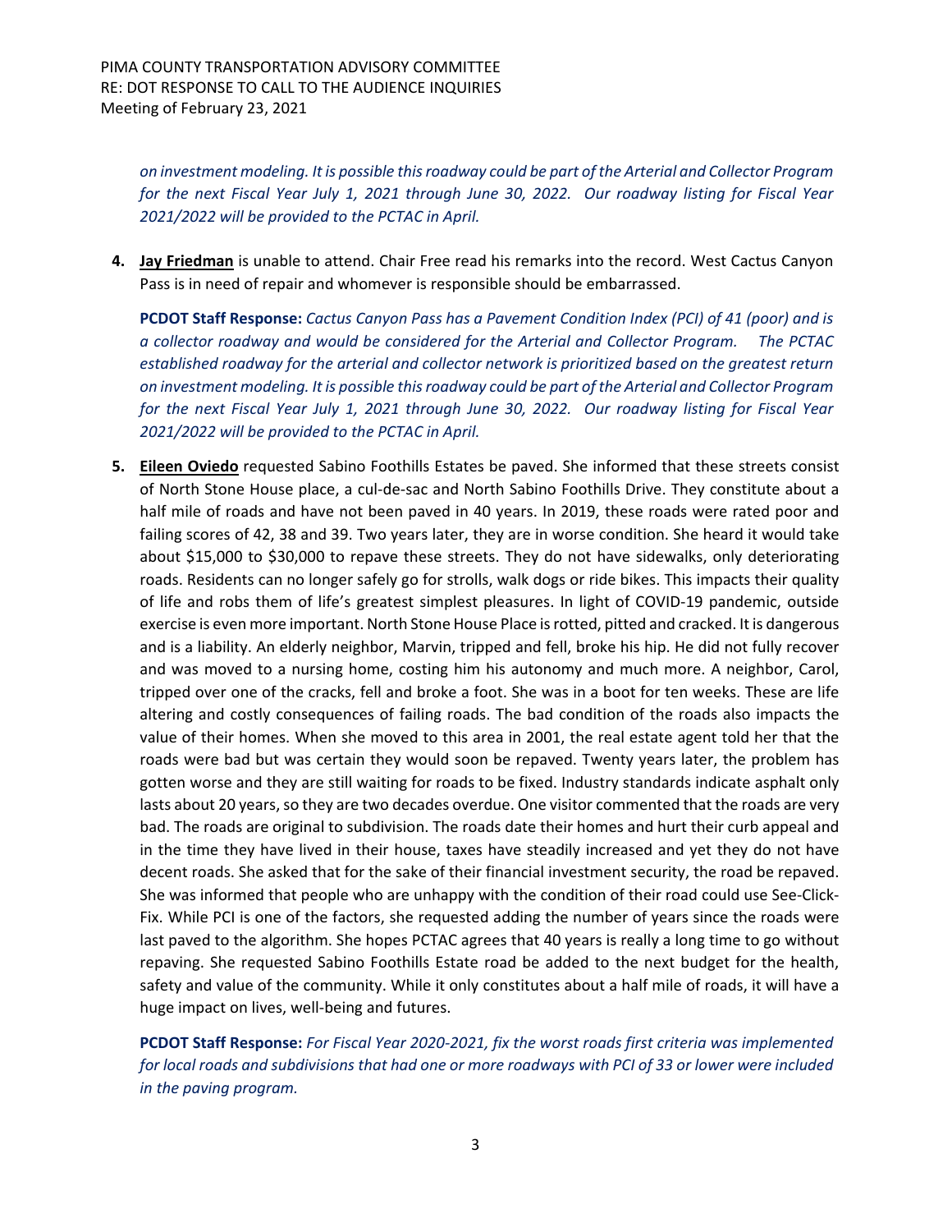*on investment modeling. It is possible this roadway could be part of the Arterial and Collector Program for the next Fiscal Year July 1, 2021 through June 30, 2022. Our roadway listing for Fiscal Year 2021/2022 will be provided to the PCTAC in April.*

4. **Jay Friedman** is unable to attend. Chair Free read his remarks into the record. West Cactus Canyon Pass is in need of repair and whomever is responsible should be embarrassed.

   **PCDOT Staff Response:** *Cactus Canyon Pass has a Pavement Condition Index (PCI) of 41 (poor) and is a collector roadway and would be considered for the Arterial and Collector Program. The PCTAC established roadway for the arterial and collector network is prioritized based on the greatest return on investment modeling. It is possible this roadway could be part of the Arterial and Collector Program for the next Fiscal Year July 1, 2021 through June 30, 2022. Our roadway listing for Fiscal Year 2021/2022 will be provided to the PCTAC in April.*

5. **Eileen Oviedo** requested Sabino Foothills Estates be paved. She informed that these streets consist of North Stone House place, a cul-de-sac and North Sabino Foothills Drive. They constitute about a half mile of roads and have not been paved in 40 years. In 2019, these roads were rated poor and failing scores of 42, 38 and 39. Two years later, they are in worse condition. She heard it would take about $15,000 to $30,000 to repave these streets. They do not have sidewalks, only deteriorating roads. Residents can no longer safely go for strolls, walk dogs or ride bikes. This impacts their quality of life and robs them of life's greatest simplest pleasures. In light of COVID-19 pandemic, outside exercise is even more important. North Stone House Place is rotted, pitted and cracked. It is dangerous and is a liability. An elderly neighbor, Marvin, tripped and fell, broke his hip. He did not fully recover and was moved to a nursing home, costing him his autonomy and much more. A neighbor, Carol, tripped over one of the cracks, fell and broke a foot. She was in a boot for ten weeks. These are life altering and costly consequences of failing roads. The bad condition of the roads also impacts the value of their homes. When she moved to this area in 2001, the real estate agent told her that the roads were bad but was certain they would soon be repaved. Twenty years later, the problem has gotten worse and they are still waiting for roads to be fixed. Industry standards indicate asphalt only lasts about 20 years, so they are two decades overdue. One visitor commented that the roads are very bad. The roads are original to subdivision. The roads date their homes and hurt their curb appeal and in the time they have lived in their house, taxes have steadily increased and yet they do not have decent roads. She asked that for the sake of their financial investment security, the road be repaved. She was informed that people who are unhappy with the condition of their road could use See-Click-Fix. While PCI is one of the factors, she requested adding the number of years since the roads were last paved to the algorithm. She hopes PCTAC agrees that 40 years is really a long time to go without repaving. She requested Sabino Foothills Estate road be added to the next budget for the health, safety and value of the community. While it only constitutes about a half mile of roads, it will have a huge impact on lives, well-being and futures.

   **PCDOT Staff Response:** *For Fiscal Year 2020-2021, fix the worst roads first criteria was implemented for local roads and subdivisions that had one or more roadways with PCI of 33 or lower were included in the paving program.*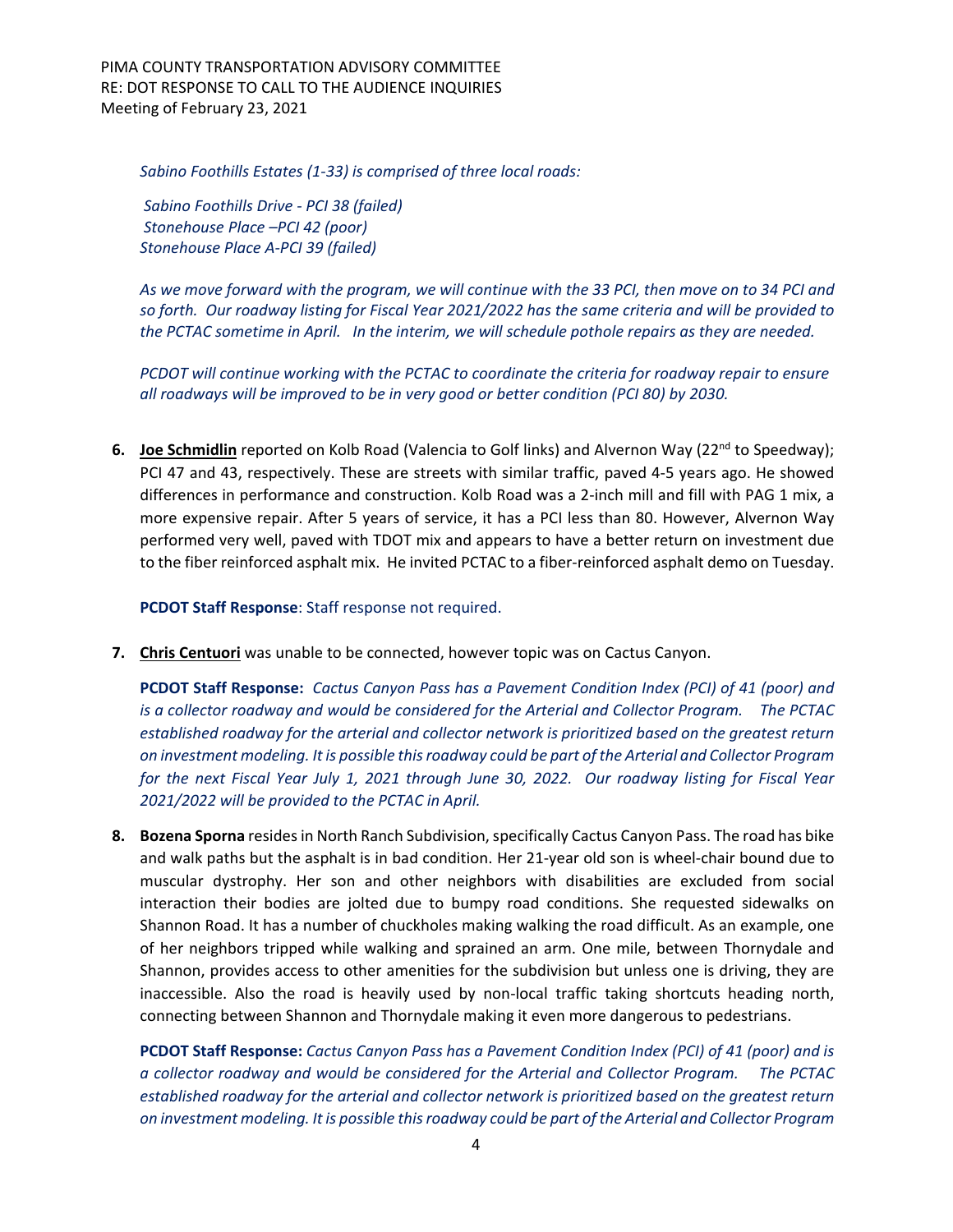*Sabino Foothills Estates (1-33) is comprised of three local roads:*

*Sabino Foothills Drive - PCI 38 (failed)*
*Stonehouse Place –PCI 42 (poor)*
*Stonehouse Place A-PCI 39 (failed)*

*As we move forward with the program, we will continue with the 33 PCI, then move on to 34 PCI and so forth. Our roadway listing for Fiscal Year 2021/2022 has the same criteria and will be provided to the PCTAC sometime in April. In the interim, we will schedule pothole repairs as they are needed.*

*PCDOT will continue working with the PCTAC to coordinate the criteria for roadway repair to ensure all roadways will be improved to be in very good or better condition (PCI 80) by 2030.*

6. **Joe Schmidlin** reported on Kolb Road (Valencia to Golf links) and Alvernon Way (22nd to Speedway); PCI 47 and 43, respectively. These are streets with similar traffic, paved 4-5 years ago. He showed differences in performance and construction. Kolb Road was a 2-inch mill and fill with PAG 1 mix, a more expensive repair. After 5 years of service, it has a PCI less than 80. However, Alvernon Way performed very well, paved with TDOT mix and appears to have a better return on investment due to the fiber reinforced asphalt mix. He invited PCTAC to a fiber-reinforced asphalt demo on Tuesday.

   **PCDOT Staff Response**: Staff response not required.

7. **Chris Centuori** was unable to be connected, however topic was on Cactus Canyon.

   **PCDOT Staff Response:** *Cactus Canyon Pass has a Pavement Condition Index (PCI) of 41 (poor) and is a collector roadway and would be considered for the Arterial and Collector Program. The PCTAC established roadway for the arterial and collector network is prioritized based on the greatest return on investment modeling. It is possible this roadway could be part of the Arterial and Collector Program for the next Fiscal Year July 1, 2021 through June 30, 2022. Our roadway listing for Fiscal Year 2021/2022 will be provided to the PCTAC in April.*

8. **Bozena Sporna** resides in North Ranch Subdivision, specifically Cactus Canyon Pass. The road has bike and walk paths but the asphalt is in bad condition. Her 21-year old son is wheel-chair bound due to muscular dystrophy. Her son and other neighbors with disabilities are excluded from social interaction their bodies are jolted due to bumpy road conditions. She requested sidewalks on Shannon Road. It has a number of chuckholes making walking the road difficult. As an example, one of her neighbors tripped while walking and sprained an arm. One mile, between Thornydale and Shannon, provides access to other amenities for the subdivision but unless one is driving, they are inaccessible. Also the road is heavily used by non-local traffic taking shortcuts heading north, connecting between Shannon and Thornydale making it even more dangerous to pedestrians.

   **PCDOT Staff Response:** *Cactus Canyon Pass has a Pavement Condition Index (PCI) of 41 (poor) and is a collector roadway and would be considered for the Arterial and Collector Program. The PCTAC established roadway for the arterial and collector network is prioritized based on the greatest return on investment modeling. It is possible this roadway could be part of the Arterial and Collector Program*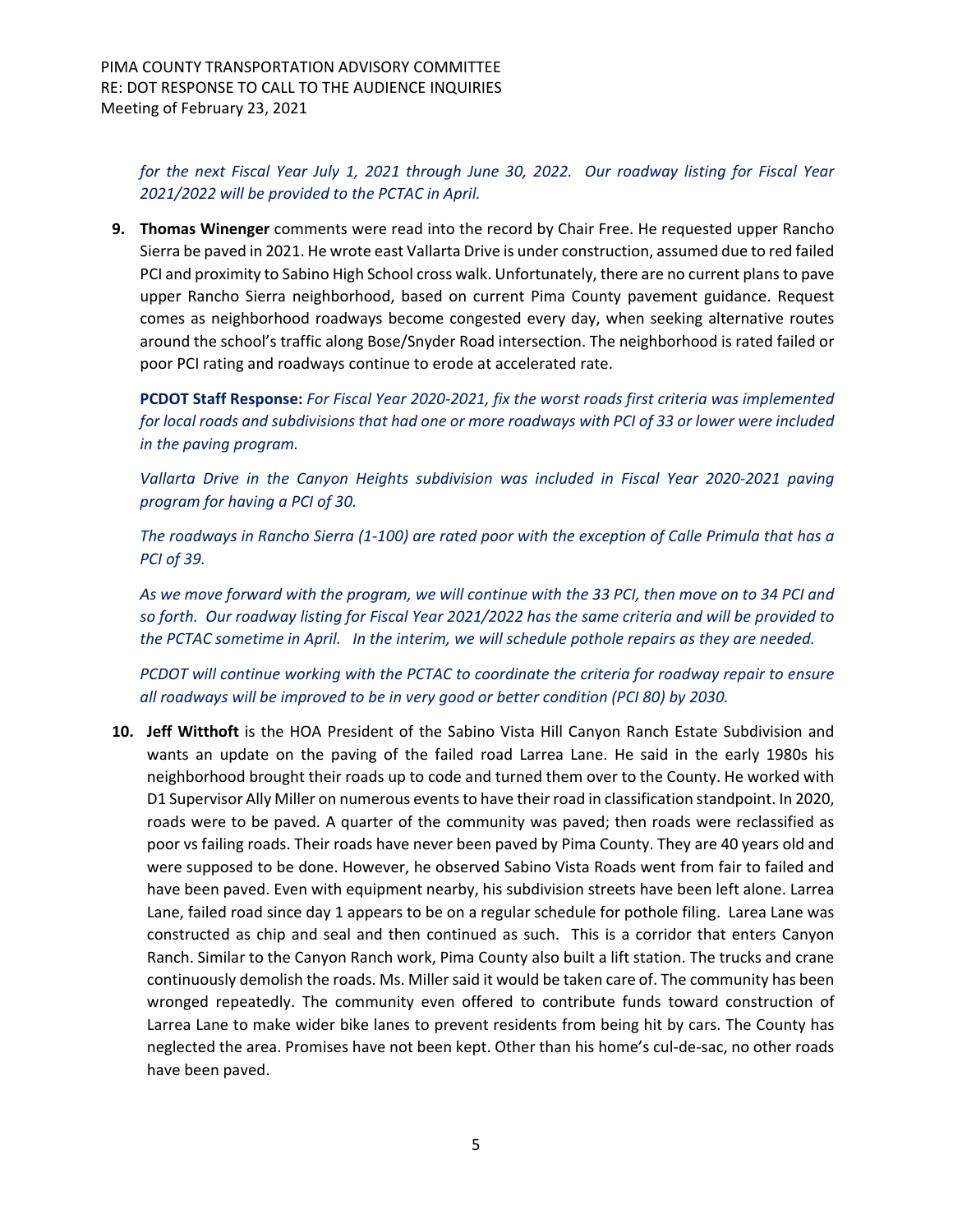*for the next Fiscal Year July 1, 2021 through June 30, 2022. Our roadway listing for Fiscal Year 2021/2022 will be provided to the PCTAC in April.*

9. **Thomas Winenger** comments were read into the record by Chair Free. He requested upper Rancho Sierra be paved in 2021. He wrote east Vallarta Drive is under construction, assumed due to red failed PCI and proximity to Sabino High School cross walk. Unfortunately, there are no current plans to pave upper Rancho Sierra neighborhood, based on current Pima County pavement guidance. Request comes as neighborhood roadways become congested every day, when seeking alternative routes around the school's traffic along Bose/Snyder Road intersection. The neighborhood is rated failed or poor PCI rating and roadways continue to erode at accelerated rate.

   **PCDOT Staff Response:** *For Fiscal Year 2020-2021, fix the worst roads first criteria was implemented for local roads and subdivisions that had one or more roadways with PCI of 33 or lower were included in the paving program.*

   *Vallarta Drive in the Canyon Heights subdivision was included in Fiscal Year 2020-2021 paving program for having a PCI of 30.*

   *The roadways in Rancho Sierra (1-100) are rated poor with the exception of Calle Primula that has a PCI of 39.*

   *As we move forward with the program, we will continue with the 33 PCI, then move on to 34 PCI and so forth. Our roadway listing for Fiscal Year 2021/2022 has the same criteria and will be provided to the PCTAC sometime in April. In the interim, we will schedule pothole repairs as they are needed.*

   *PCDOT will continue working with the PCTAC to coordinate the criteria for roadway repair to ensure all roadways will be improved to be in very good or better condition (PCI 80) by 2030.*

10. **Jeff Witthoft** is the HOA President of the Sabino Vista Hill Canyon Ranch Estate Subdivision and wants an update on the paving of the failed road Larrea Lane. He said in the early 1980s his neighborhood brought their roads up to code and turned them over to the County. He worked with D1 Supervisor Ally Miller on numerous events to have their road in classification standpoint. In 2020, roads were to be paved. A quarter of the community was paved; then roads were reclassified as poor vs failing roads. Their roads have never been paved by Pima County. They are 40 years old and were supposed to be done. However, he observed Sabino Vista Roads went from fair to failed and have been paved. Even with equipment nearby, his subdivision streets have been left alone. Larrea Lane, failed road since day 1 appears to be on a regular schedule for pothole filing. Larea Lane was constructed as chip and seal and then continued as such. This is a corridor that enters Canyon Ranch. Similar to the Canyon Ranch work, Pima County also built a lift station. The trucks and crane continuously demolish the roads. Ms. Miller said it would be taken care of. The community has been wronged repeatedly. The community even offered to contribute funds toward construction of Larrea Lane to make wider bike lanes to prevent residents from being hit by cars. The County has neglected the area. Promises have not been kept. Other than his home's cul-de-sac, no other roads have been paved.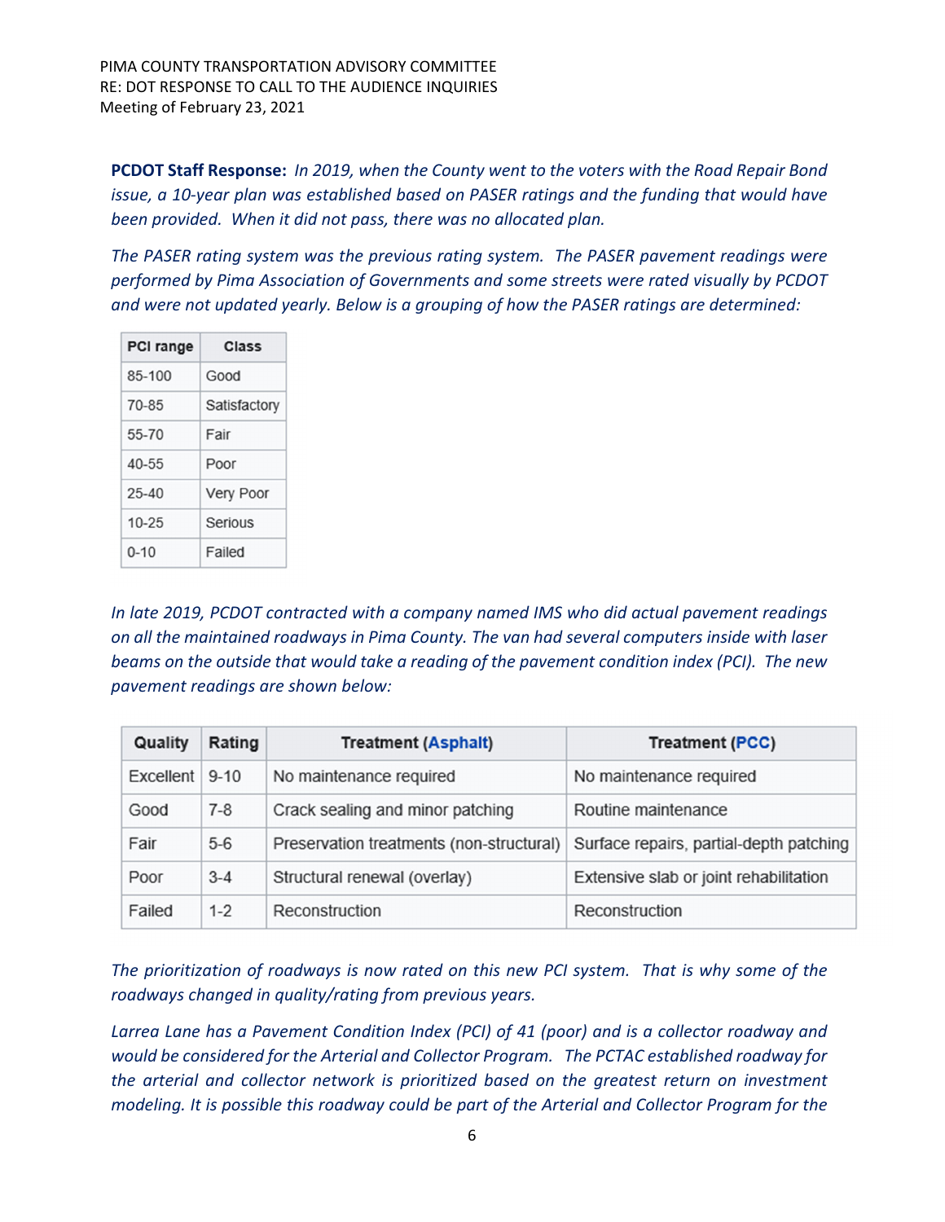**PCDOT Staff Response:** *In 2019, when the County went to the voters with the Road Repair Bond issue, a 10-year plan was established based on PASER ratings and the funding that would have been provided. When it did not pass, there was no allocated plan.*

*The PASER rating system was the previous rating system. The PASER pavement readings were performed by Pima Association of Governments and some streets were rated visually by PCDOT and were not updated yearly. Below is a grouping of how the PASER ratings are determined:*

| PCI range | Class |
|---|---|
| 85-100 | Good |
| 70-85 | Satisfactory |
| 55-70 | Fair |
| 40-55 | Poor |
| 25-40 | Very Poor |
| 10-25 | Serious |
| 0-10 | Failed |

*In late 2019, PCDOT contracted with a company named IMS who did actual pavement readings on all the maintained roadways in Pima County. The van had several computers inside with laser beams on the outside that would take a reading of the pavement condition index (PCI). The new pavement readings are shown below:*

| Quality | Rating | Treatment (Asphalt) | Treatment (PCC) |
|---|---|---|---|
| Excellent | 9-10 | No maintenance required | No maintenance required |
| Good | 7-8 | Crack sealing and minor patching | Routine maintenance |
| Fair | 5-6 | Preservation treatments (non-structural) | Surface repairs, partial-depth patching |
| Poor | 3-4 | Structural renewal (overlay) | Extensive slab or joint rehabilitation |
| Failed | 1-2 | Reconstruction | Reconstruction |

*The prioritization of roadways is now rated on this new PCI system. That is why some of the roadways changed in quality/rating from previous years.*

*Larrea Lane has a Pavement Condition Index (PCI) of 41 (poor) and is a collector roadway and would be considered for the Arterial and Collector Program. The PCTAC established roadway for the arterial and collector network is prioritized based on the greatest return on investment modeling. It is possible this roadway could be part of the Arterial and Collector Program for the*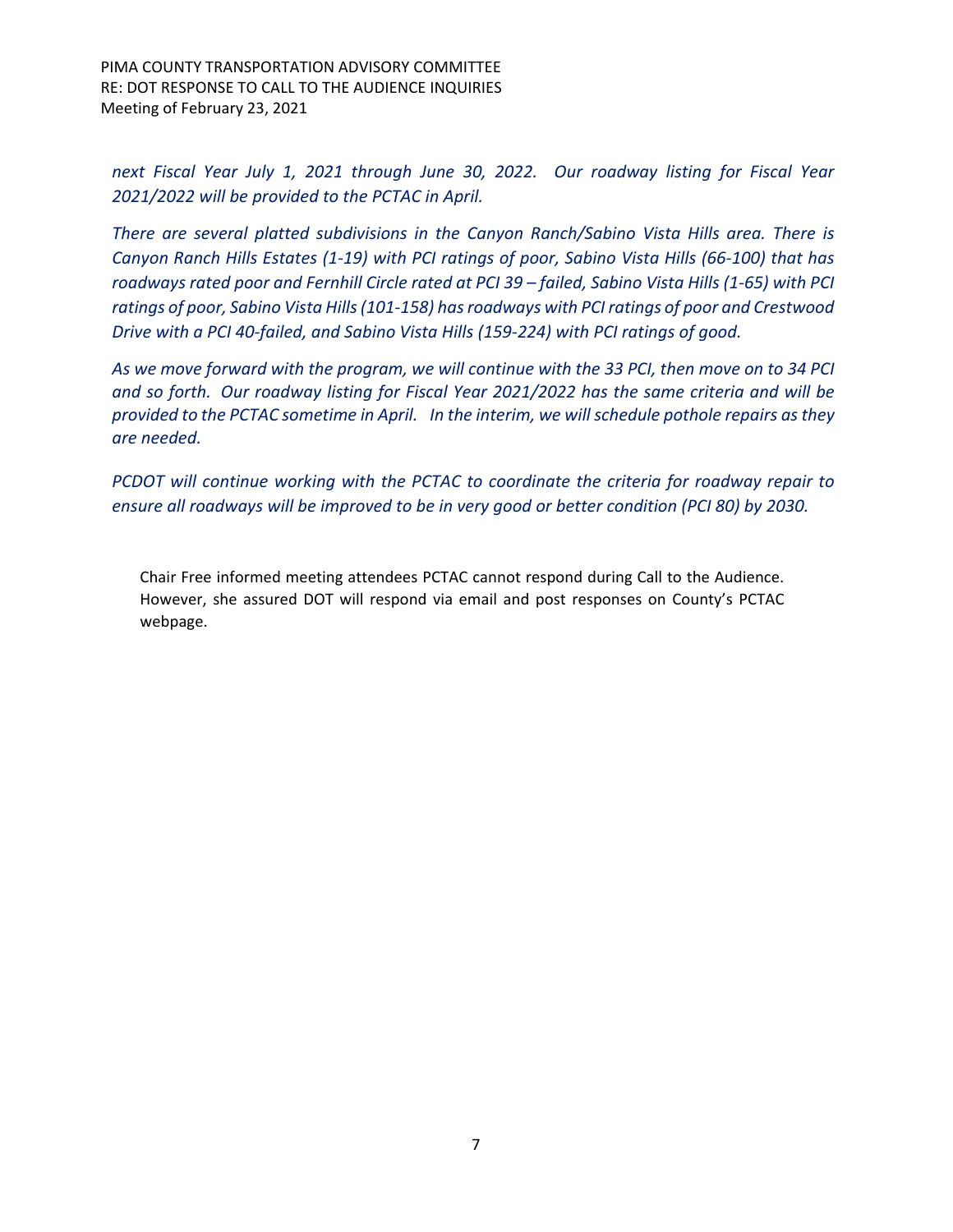*next Fiscal Year July 1, 2021 through June 30, 2022. Our roadway listing for Fiscal Year 2021/2022 will be provided to the PCTAC in April.*

*There are several platted subdivisions in the Canyon Ranch/Sabino Vista Hills area. There is Canyon Ranch Hills Estates (1-19) with PCI ratings of poor, Sabino Vista Hills (66-100) that has roadways rated poor and Fernhill Circle rated at PCI 39 – failed, Sabino Vista Hills (1-65) with PCI ratings of poor, Sabino Vista Hills (101-158) has roadways with PCI ratings of poor and Crestwood Drive with a PCI 40-failed, and Sabino Vista Hills (159-224) with PCI ratings of good.*

*As we move forward with the program, we will continue with the 33 PCI, then move on to 34 PCI and so forth. Our roadway listing for Fiscal Year 2021/2022 has the same criteria and will be provided to the PCTAC sometime in April. In the interim, we will schedule pothole repairs as they are needed.*

*PCDOT will continue working with the PCTAC to coordinate the criteria for roadway repair to ensure all roadways will be improved to be in very good or better condition (PCI 80) by 2030.*

Chair Free informed meeting attendees PCTAC cannot respond during Call to the Audience. However, she assured DOT will respond via email and post responses on County's PCTAC webpage.